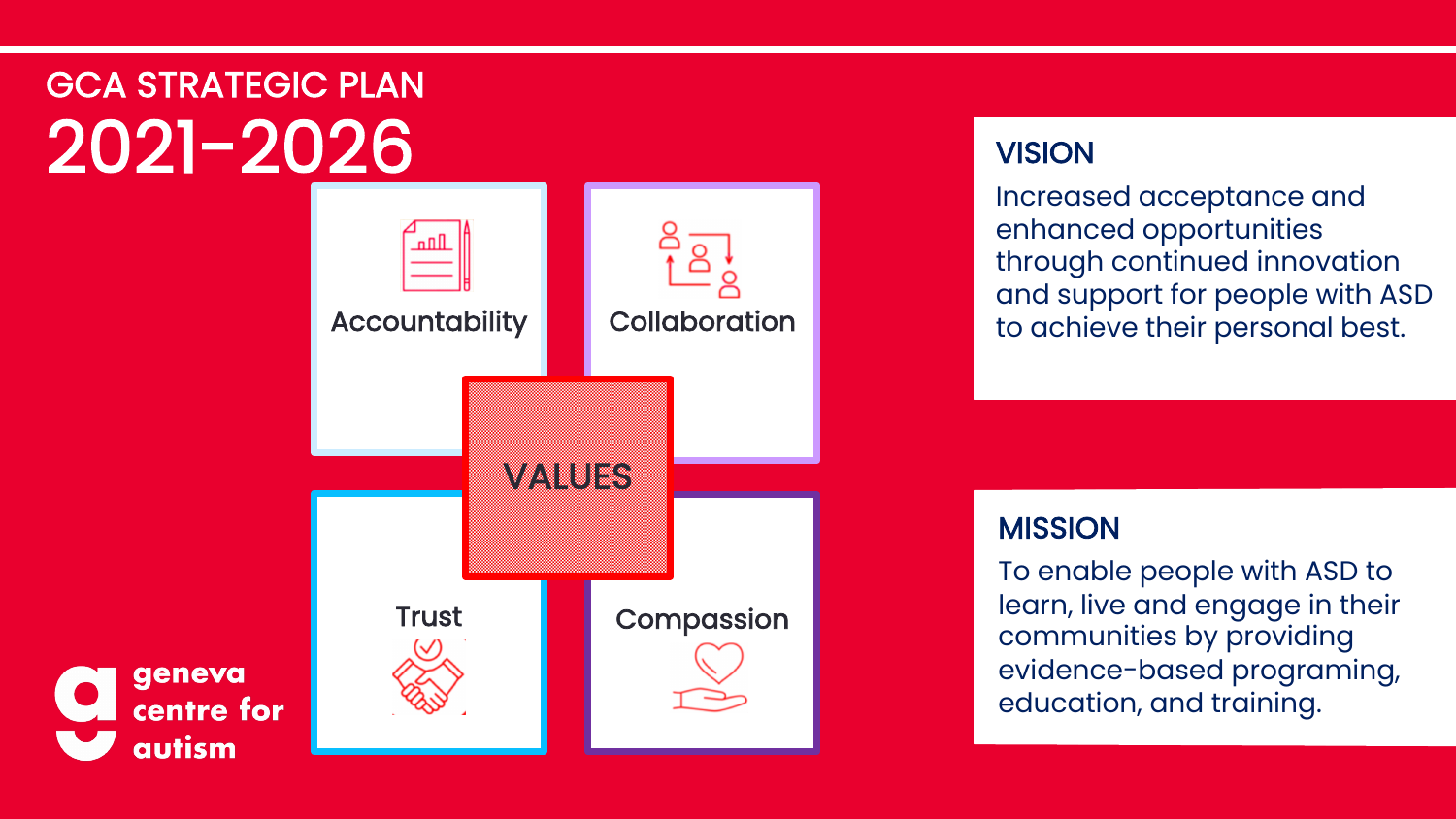# GCA STRATEGIC PLAN 2021–2026

## VALUES

- Accountability
- Collaboration
- Trust
- Compassion

## VISION

Increased acceptance and enhanced opportunities through continued innovation and support for people with ASD to achieve their personal best.

## MISSION

To enable people with ASD to learn, live and engage in their communities by providing evidence-based programing, education, and training.

geneva centre for autism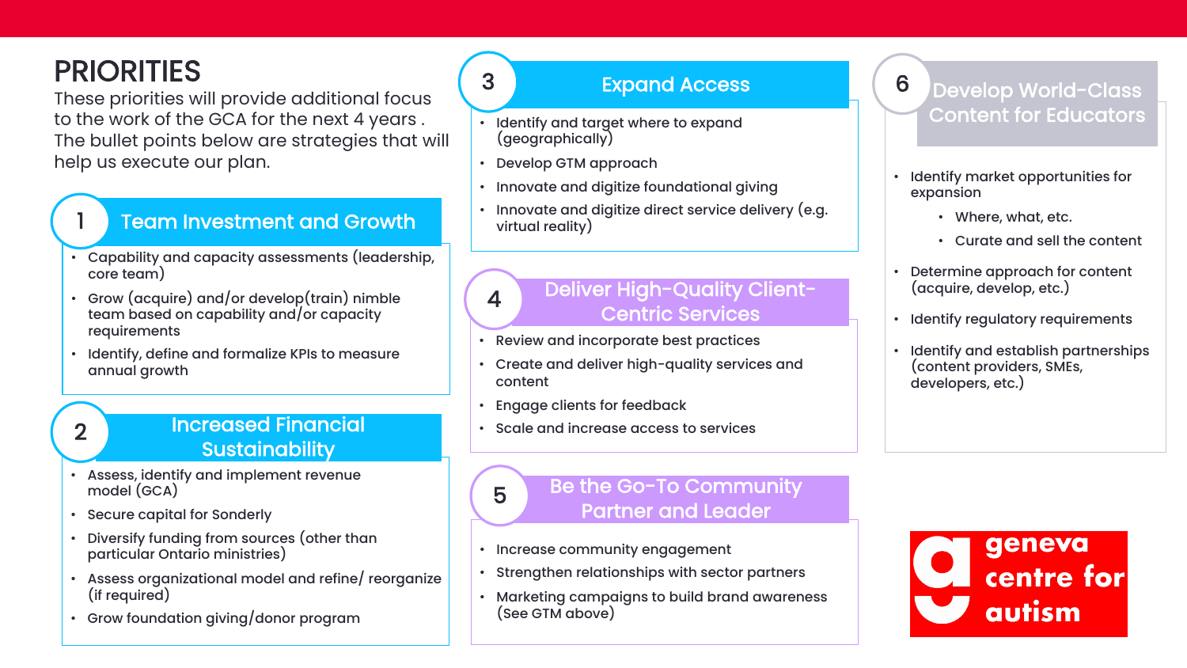# PRIORITIES

These priorities will provide additional focus to the work of the GCA for the next 4 years . The bullet points below are strategies that will help us execute our plan.

## 1 Team Investment and Growth

- Capability and capacity assessments (leadership, core team)
- Grow (acquire) and/or develop(train) nimble team based on capability and/or capacity requirements
- Identify, define and formalize KPIs to measure annual growth

## 2 Increased Financial Sustainability

- Assess, identify and implement revenue model (GCA)
- Secure capital for Sonderly
- Diversify funding from sources (other than particular Ontario ministries)
- Assess organizational model and refine/ reorganize (if required)
- Grow foundation giving/donor program

## 3 Expand Access

- Identify and target where to expand (geographically)
- Develop GTM approach
- Innovate and digitize foundational giving
- Innovate and digitize direct service delivery (e.g. virtual reality)

## 4 Deliver High-Quality Client-Centric Services

- Review and incorporate best practices
- Create and deliver high-quality services and content
- Engage clients for feedback
- Scale and increase access to services

## 5 Be the Go-To Community Partner and Leader

- Increase community engagement
- Strengthen relationships with sector partners
- Marketing campaigns to build brand awareness (See GTM above)

## 6 Develop World-Class Content for Educators

- Identify market opportunities for expansion
  - Where, what, etc.
  - Curate and sell the content
- Determine approach for content (acquire, develop, etc.)
- Identify regulatory requirements
- Identify and establish partnerships (content providers, SMEs, developers, etc.)

geneva centre for autism